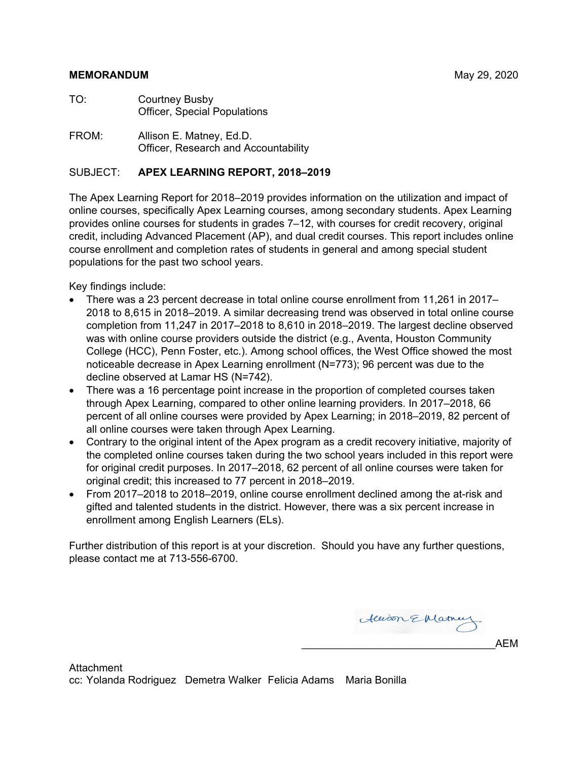**MEMORANDUM** May 29, 2020

TO: Courtney Busby
Officer, Special Populations

FROM: Allison E. Matney, Ed.D.
Officer, Research and Accountability

SUBJECT: **APEX LEARNING REPORT, 2018–2019**

The Apex Learning Report for 2018–2019 provides information on the utilization and impact of online courses, specifically Apex Learning courses, among secondary students. Apex Learning provides online courses for students in grades 7–12, with courses for credit recovery, original credit, including Advanced Placement (AP), and dual credit courses. This report includes online course enrollment and completion rates of students in general and among special student populations for the past two school years.

Key findings include:

- There was a 23 percent decrease in total online course enrollment from 11,261 in 2017–2018 to 8,615 in 2018–2019. A similar decreasing trend was observed in total online course completion from 11,247 in 2017–2018 to 8,610 in 2018–2019. The largest decline observed was with online course providers outside the district (e.g., Aventa, Houston Community College (HCC), Penn Foster, etc.). Among school offices, the West Office showed the most noticeable decrease in Apex Learning enrollment (N=773); 96 percent was due to the decline observed at Lamar HS (N=742).
- There was a 16 percentage point increase in the proportion of completed courses taken through Apex Learning, compared to other online learning providers. In 2017–2018, 66 percent of all online courses were provided by Apex Learning; in 2018–2019, 82 percent of all online courses were taken through Apex Learning.
- Contrary to the original intent of the Apex program as a credit recovery initiative, majority of the completed online courses taken during the two school years included in this report were for original credit purposes. In 2017–2018, 62 percent of all online courses were taken for original credit; this increased to 77 percent in 2018–2019.
- From 2017–2018 to 2018–2019, online course enrollment declined among the at-risk and gifted and talented students in the district. However, there was a six percent increase in enrollment among English Learners (ELs).

Further distribution of this report is at your discretion. Should you have any further questions, please contact me at 713-556-6700.

_________________________________AEM

Attachment
cc: Yolanda Rodriguez Demetra Walker Felicia Adams Maria Bonilla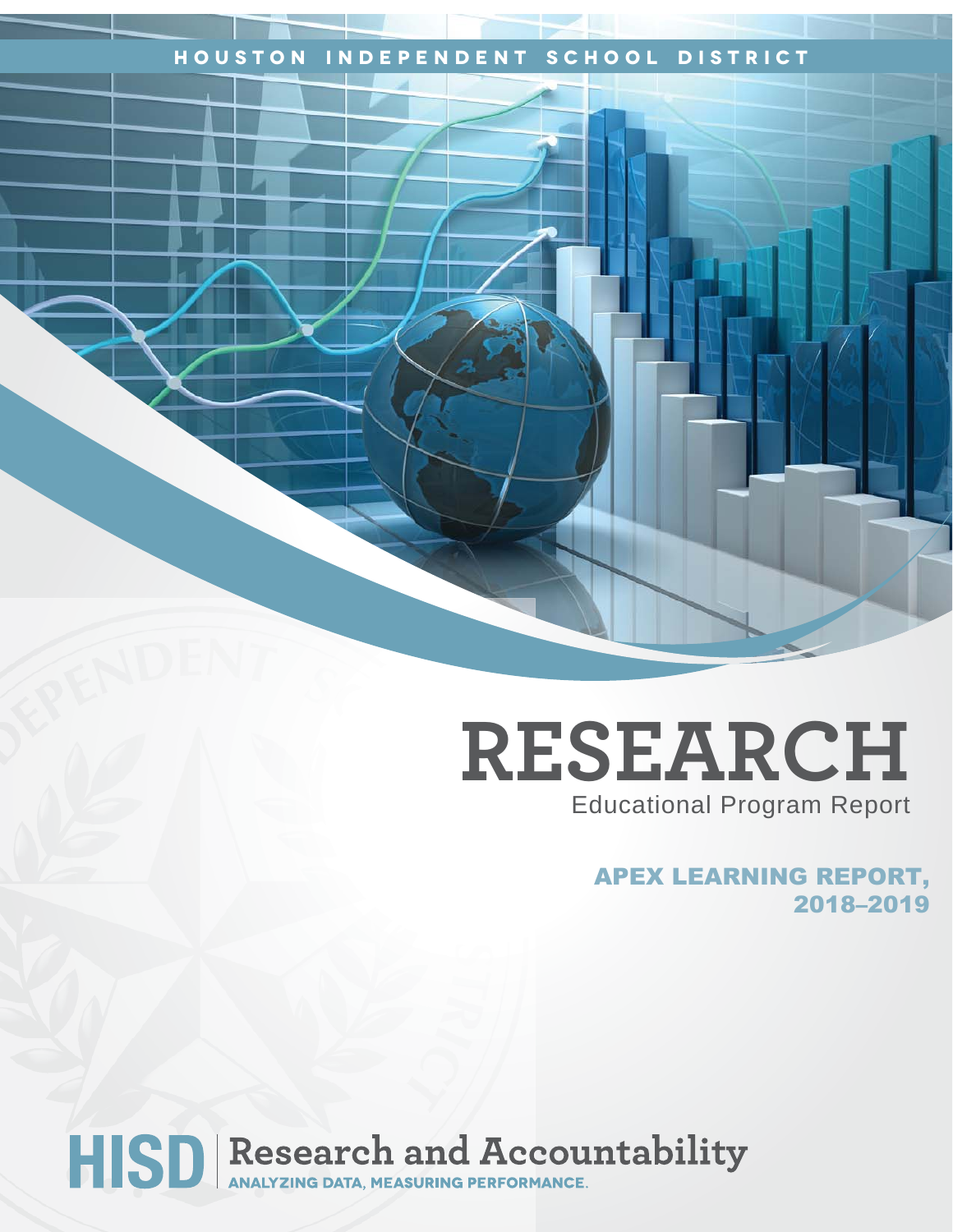HOUSTON INDEPENDENT SCHOOL DISTRICT

# RESEARCH

Educational Program Report

## APEX LEARNING REPORT, 2018–2019

**HISD** | Research and Accountability

ANALYZING DATA, MEASURING PERFORMANCE.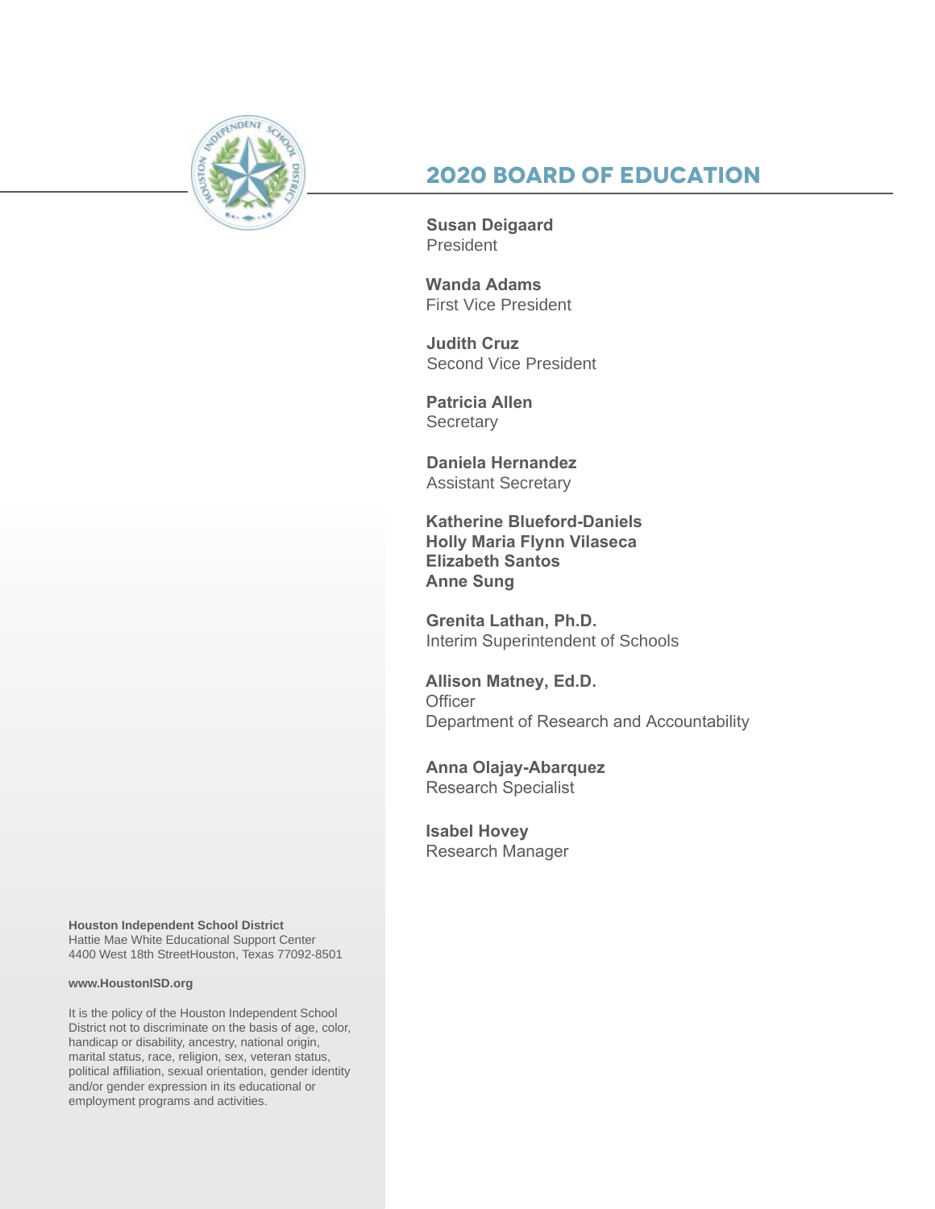# 2020 BOARD OF EDUCATION

**Susan Deigaard**
President

**Wanda Adams**
First Vice President

**Judith Cruz**
Second Vice President

**Patricia Allen**
Secretary

**Daniela Hernandez**
Assistant Secretary

**Katherine Blueford-Daniels**
**Holly Maria Flynn Vilaseca**
**Elizabeth Santos**
**Anne Sung**

**Grenita Lathan, Ph.D.**
Interim Superintendent of Schools

**Allison Matney, Ed.D.**
Officer
Department of Research and Accountability

**Anna Olajay-Abarquez**
Research Specialist

**Isabel Hovey**
Research Manager

**Houston Independent School District**
Hattie Mae White Educational Support Center
4400 West 18th StreetHouston, Texas 77092-8501

**www.HoustonISD.org**

It is the policy of the Houston Independent School District not to discriminate on the basis of age, color, handicap or disability, ancestry, national origin, marital status, race, religion, sex, veteran status, political affiliation, sexual orientation, gender identity and/or gender expression in its educational or employment programs and activities.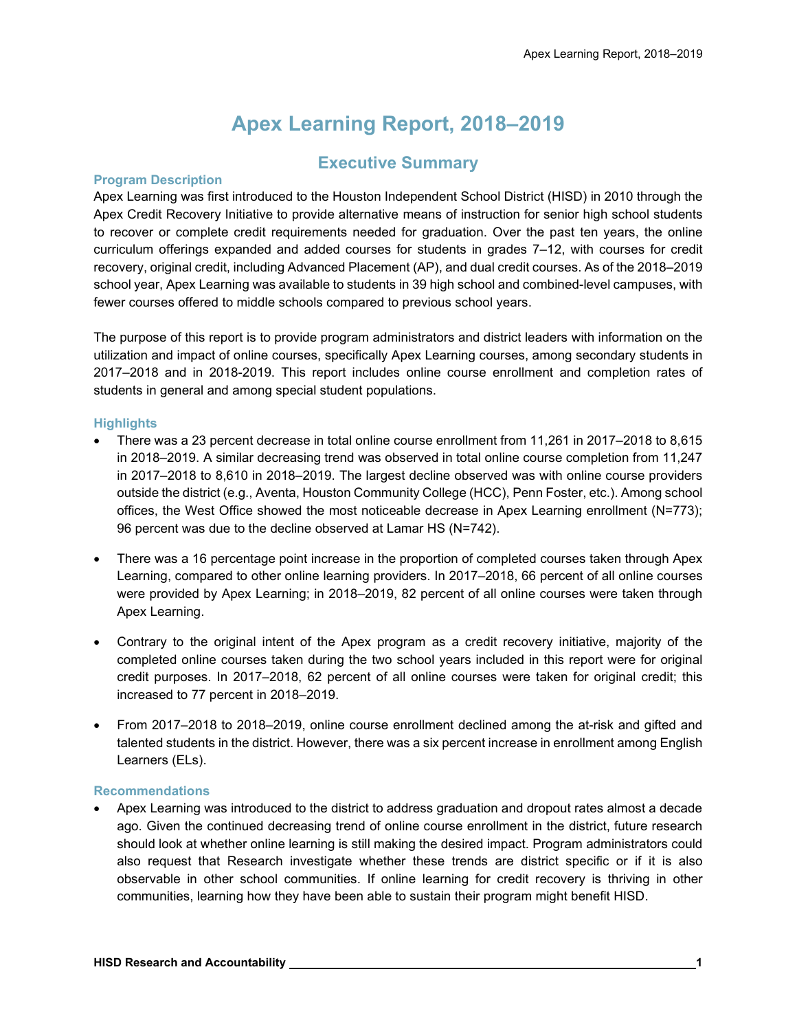# Apex Learning Report, 2018–2019

## Executive Summary

### Program Description

Apex Learning was first introduced to the Houston Independent School District (HISD) in 2010 through the Apex Credit Recovery Initiative to provide alternative means of instruction for senior high school students to recover or complete credit requirements needed for graduation. Over the past ten years, the online curriculum offerings expanded and added courses for students in grades 7–12, with courses for credit recovery, original credit, including Advanced Placement (AP), and dual credit courses. As of the 2018–2019 school year, Apex Learning was available to students in 39 high school and combined-level campuses, with fewer courses offered to middle schools compared to previous school years.

The purpose of this report is to provide program administrators and district leaders with information on the utilization and impact of online courses, specifically Apex Learning courses, among secondary students in 2017–2018 and in 2018-2019. This report includes online course enrollment and completion rates of students in general and among special student populations.

### Highlights

- There was a 23 percent decrease in total online course enrollment from 11,261 in 2017–2018 to 8,615 in 2018–2019. A similar decreasing trend was observed in total online course completion from 11,247 in 2017–2018 to 8,610 in 2018–2019. The largest decline observed was with online course providers outside the district (e.g., Aventa, Houston Community College (HCC), Penn Foster, etc.). Among school offices, the West Office showed the most noticeable decrease in Apex Learning enrollment (N=773); 96 percent was due to the decline observed at Lamar HS (N=742).

- There was a 16 percentage point increase in the proportion of completed courses taken through Apex Learning, compared to other online learning providers. In 2017–2018, 66 percent of all online courses were provided by Apex Learning; in 2018–2019, 82 percent of all online courses were taken through Apex Learning.

- Contrary to the original intent of the Apex program as a credit recovery initiative, majority of the completed online courses taken during the two school years included in this report were for original credit purposes. In 2017–2018, 62 percent of all online courses were taken for original credit; this increased to 77 percent in 2018–2019.

- From 2017–2018 to 2018–2019, online course enrollment declined among the at-risk and gifted and talented students in the district. However, there was a six percent increase in enrollment among English Learners (ELs).

### Recommendations

- Apex Learning was introduced to the district to address graduation and dropout rates almost a decade ago. Given the continued decreasing trend of online course enrollment in the district, future research should look at whether online learning is still making the desired impact. Program administrators could also request that Research investigate whether these trends are district specific or if it is also observable in other school communities. If online learning for credit recovery is thriving in other communities, learning how they have been able to sustain their program might benefit HISD.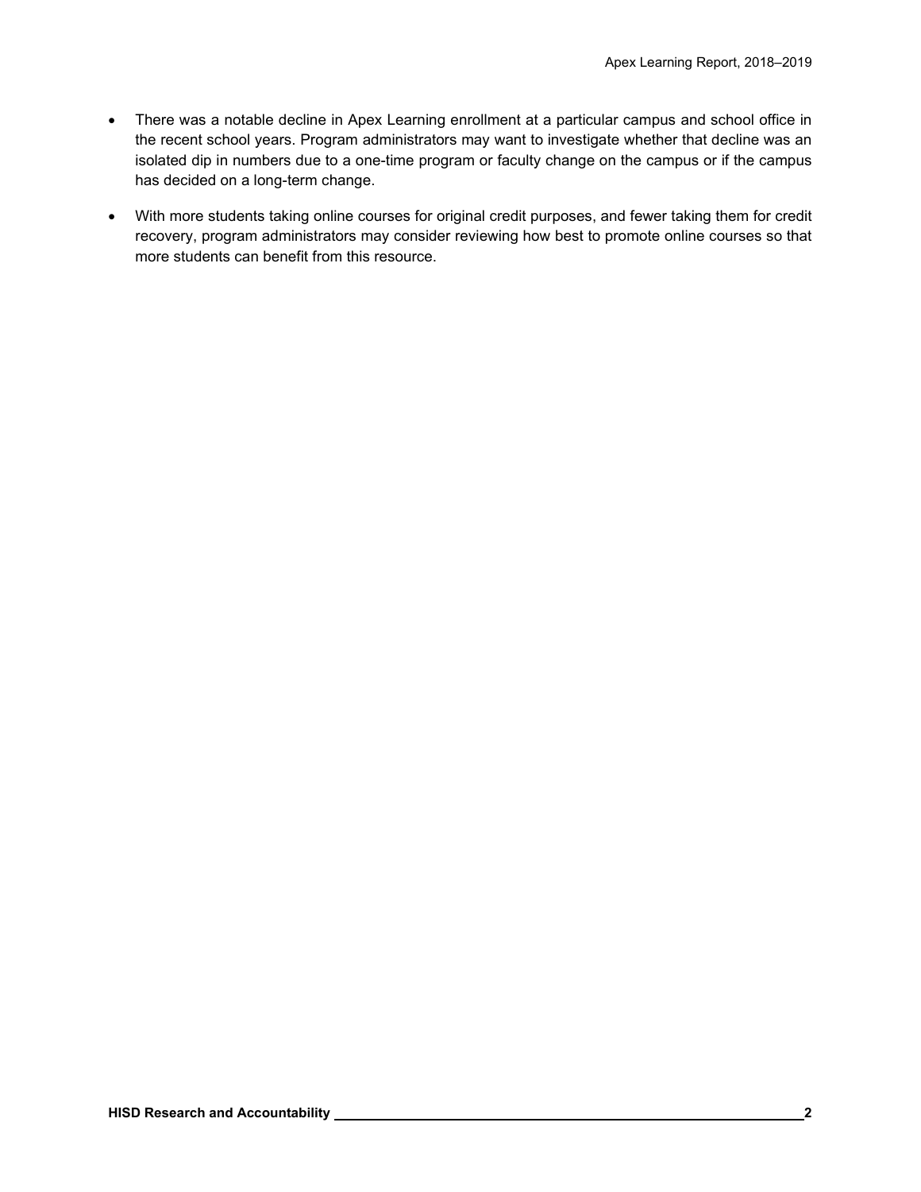- There was a notable decline in Apex Learning enrollment at a particular campus and school office in the recent school years. Program administrators may want to investigate whether that decline was an isolated dip in numbers due to a one-time program or faculty change on the campus or if the campus has decided on a long-term change.
- With more students taking online courses for original credit purposes, and fewer taking them for credit recovery, program administrators may consider reviewing how best to promote online courses so that more students can benefit from this resource.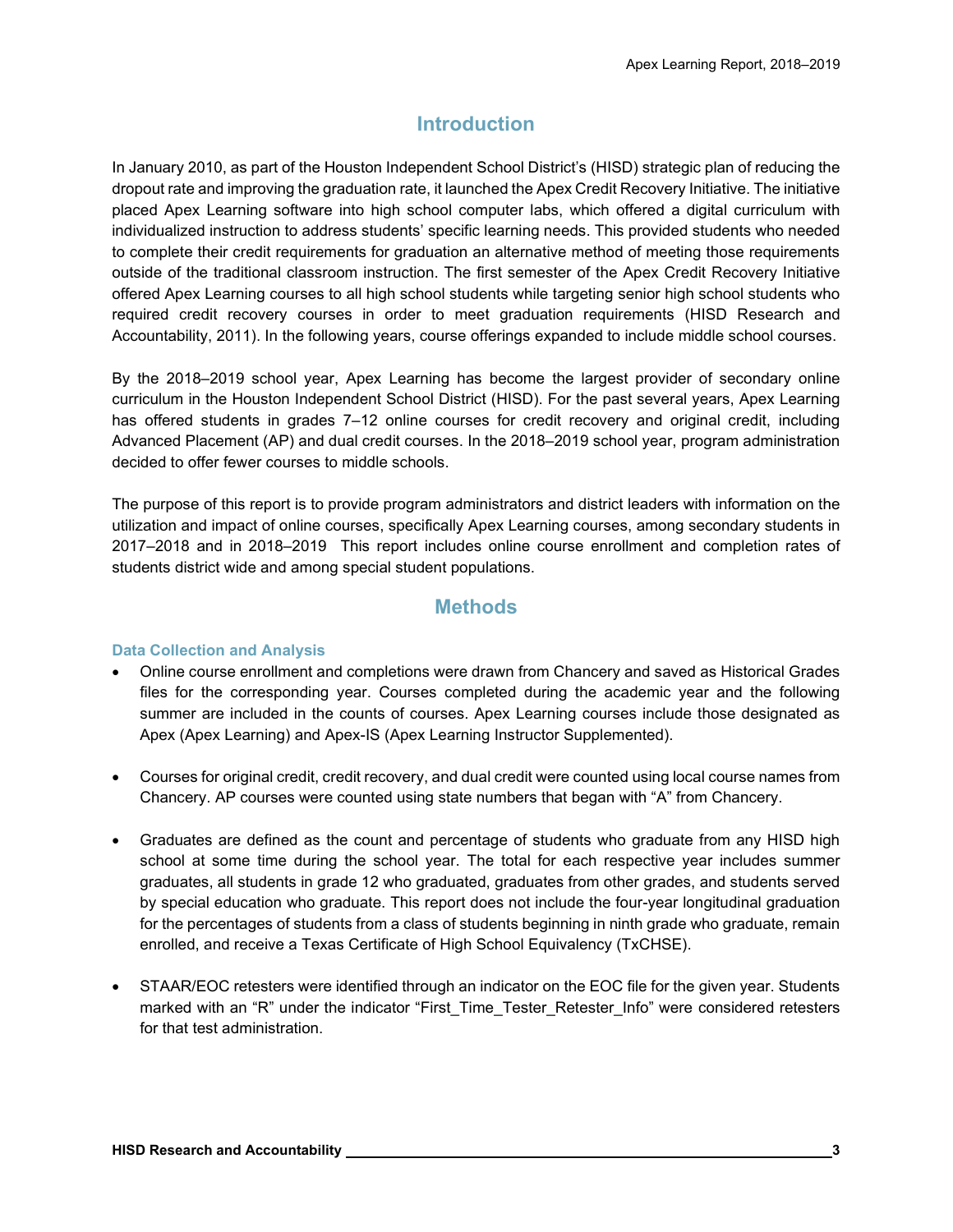## Introduction

In January 2010, as part of the Houston Independent School District's (HISD) strategic plan of reducing the dropout rate and improving the graduation rate, it launched the Apex Credit Recovery Initiative. The initiative placed Apex Learning software into high school computer labs, which offered a digital curriculum with individualized instruction to address students' specific learning needs. This provided students who needed to complete their credit requirements for graduation an alternative method of meeting those requirements outside of the traditional classroom instruction. The first semester of the Apex Credit Recovery Initiative offered Apex Learning courses to all high school students while targeting senior high school students who required credit recovery courses in order to meet graduation requirements (HISD Research and Accountability, 2011). In the following years, course offerings expanded to include middle school courses.

By the 2018–2019 school year, Apex Learning has become the largest provider of secondary online curriculum in the Houston Independent School District (HISD). For the past several years, Apex Learning has offered students in grades 7–12 online courses for credit recovery and original credit, including Advanced Placement (AP) and dual credit courses. In the 2018–2019 school year, program administration decided to offer fewer courses to middle schools.

The purpose of this report is to provide program administrators and district leaders with information on the utilization and impact of online courses, specifically Apex Learning courses, among secondary students in 2017–2018 and in 2018–2019 This report includes online course enrollment and completion rates of students district wide and among special student populations.

## Methods

### Data Collection and Analysis

- Online course enrollment and completions were drawn from Chancery and saved as Historical Grades files for the corresponding year. Courses completed during the academic year and the following summer are included in the counts of courses. Apex Learning courses include those designated as Apex (Apex Learning) and Apex-IS (Apex Learning Instructor Supplemented).

- Courses for original credit, credit recovery, and dual credit were counted using local course names from Chancery. AP courses were counted using state numbers that began with "A" from Chancery.

- Graduates are defined as the count and percentage of students who graduate from any HISD high school at some time during the school year. The total for each respective year includes summer graduates, all students in grade 12 who graduated, graduates from other grades, and students served by special education who graduate. This report does not include the four-year longitudinal graduation for the percentages of students from a class of students beginning in ninth grade who graduate, remain enrolled, and receive a Texas Certificate of High School Equivalency (TxCHSE).

- STAAR/EOC retesters were identified through an indicator on the EOC file for the given year. Students marked with an "R" under the indicator "First_Time_Tester_Retester_Info" were considered retesters for that test administration.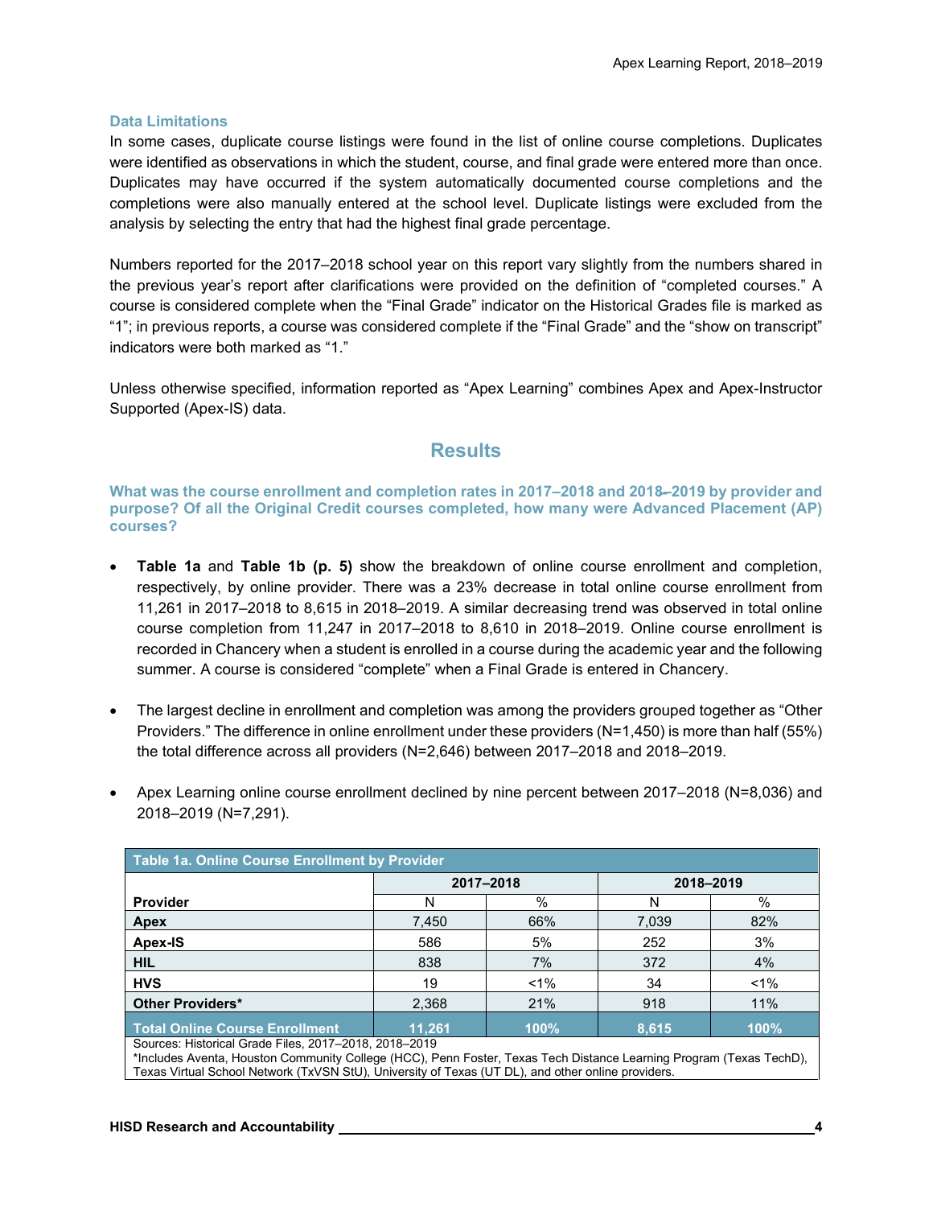### Data Limitations

In some cases, duplicate course listings were found in the list of online course completions. Duplicates were identified as observations in which the student, course, and final grade were entered more than once. Duplicates may have occurred if the system automatically documented course completions and the completions were also manually entered at the school level. Duplicate listings were excluded from the analysis by selecting the entry that had the highest final grade percentage.

Numbers reported for the 2017–2018 school year on this report vary slightly from the numbers shared in the previous year's report after clarifications were provided on the definition of "completed courses." A course is considered complete when the "Final Grade" indicator on the Historical Grades file is marked as "1"; in previous reports, a course was considered complete if the "Final Grade" and the "show on transcript" indicators were both marked as "1."

Unless otherwise specified, information reported as "Apex Learning" combines Apex and Apex-Instructor Supported (Apex-IS) data.

## Results

### What was the course enrollment and completion rates in 2017–2018 and 2018–2019 by provider and purpose? Of all the Original Credit courses completed, how many were Advanced Placement (AP) courses?

- **Table 1a** and **Table 1b (p. 5)** show the breakdown of online course enrollment and completion, respectively, by online provider. There was a 23% decrease in total online course enrollment from 11,261 in 2017–2018 to 8,615 in 2018–2019. A similar decreasing trend was observed in total online course completion from 11,247 in 2017–2018 to 8,610 in 2018–2019. Online course enrollment is recorded in Chancery when a student is enrolled in a course during the academic year and the following summer. A course is considered "complete" when a Final Grade is entered in Chancery.

- The largest decline in enrollment and completion was among the providers grouped together as "Other Providers." The difference in online enrollment under these providers (N=1,450) is more than half (55%) the total difference across all providers (N=2,646) between 2017–2018 and 2018–2019.

- Apex Learning online course enrollment declined by nine percent between 2017–2018 (N=8,036) and 2018–2019 (N=7,291).

**Table 1a. Online Course Enrollment by Provider**

| | 2017–2018 | | 2018–2019 | |
|---|---|---|---|---|
| **Provider** | N | % | N | % |
| **Apex** | 7,450 | 66% | 7,039 | 82% |
| **Apex-IS** | 586 | 5% | 252 | 3% |
| **HIL** | 838 | 7% | 372 | 4% |
| **HVS** | 19 | <1% | 34 | <1% |
| **Other Providers*** | 2,368 | 21% | 918 | 11% |
| **Total Online Course Enrollment** | **11,261** | **100%** | **8,615** | **100%** |

Sources: Historical Grade Files, 2017–2018, 2018–2019

*Includes Aventa, Houston Community College (HCC), Penn Foster, Texas Tech Distance Learning Program (Texas TechD), Texas Virtual School Network (TxVSN StU), University of Texas (UT DL), and other online providers.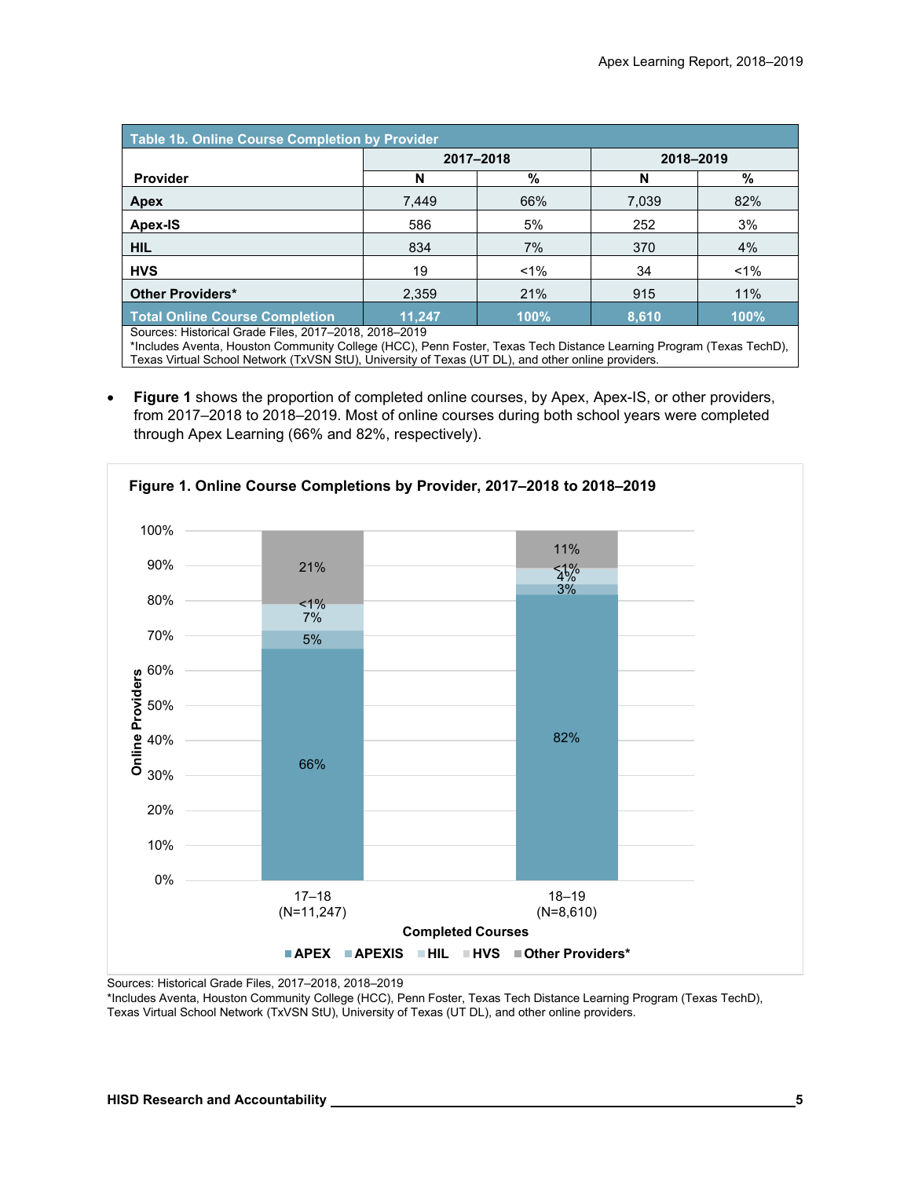| Table 1b. Online Course Completion by Provider | | | | |
|---|---|---|---|---|
| | 2017–2018 | | 2018–2019 | |
| Provider | N | % | N | % |
| **Apex** | 7,449 | 66% | 7,039 | 82% |
| **Apex-IS** | 586 | 5% | 252 | 3% |
| **HIL** | 834 | 7% | 370 | 4% |
| **HVS** | 19 | <1% | 34 | <1% |
| **Other Providers*** | 2,359 | 21% | 915 | 11% |
| **Total Online Course Completion** | **11,247** | **100%** | **8,610** | **100%** |

Sources: Historical Grade Files, 2017–2018, 2018–2019
*Includes Aventa, Houston Community College (HCC), Penn Foster, Texas Tech Distance Learning Program (Texas TechD), Texas Virtual School Network (TxVSN StU), University of Texas (UT DL), and other online providers.

- **Figure 1** shows the proportion of completed online courses, by Apex, Apex-IS, or other providers, from 2017–2018 to 2018–2019. Most of online courses during both school years were completed through Apex Learning (66% and 82%, respectively).

**Figure 1. Online Course Completions by Provider, 2017–2018 to 2018–2019**

| Completed Courses | APEX | APEXIS | HIL | HVS | Other Providers* |
|---|---|---|---|---|---|
| 17–18 (N=11,247) | 66% | 5% | 7% | <1% | 21% |
| 18–19 (N=8,610) | 82% | 3% | 4% | <1% | 11% |

Sources: Historical Grade Files, 2017–2018, 2018–2019
*Includes Aventa, Houston Community College (HCC), Penn Foster, Texas Tech Distance Learning Program (Texas TechD), Texas Virtual School Network (TxVSN StU), University of Texas (UT DL), and other online providers.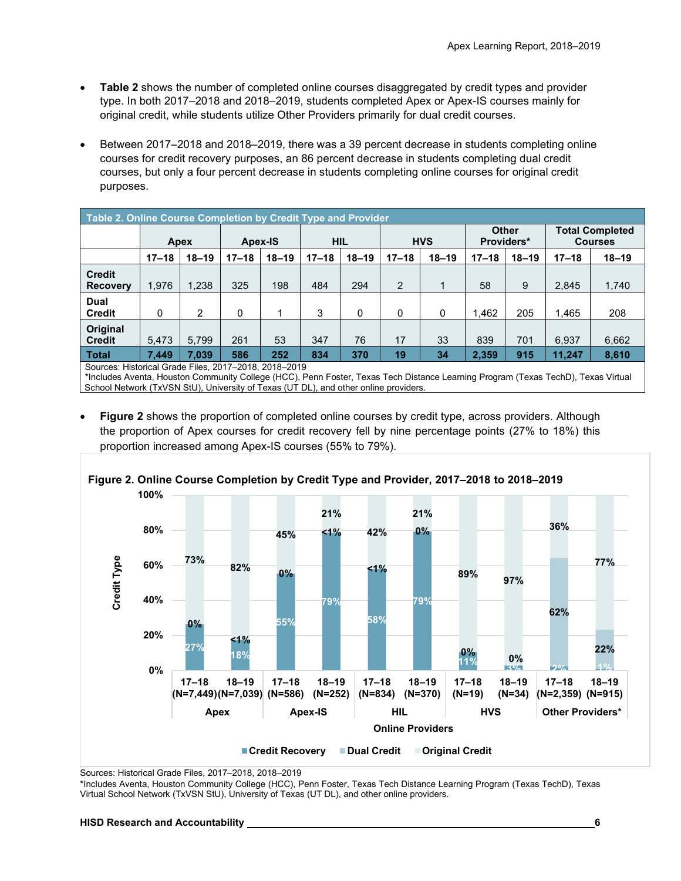- **Table 2** shows the number of completed online courses disaggregated by credit types and provider type. In both 2017–2018 and 2018–2019, students completed Apex or Apex-IS courses mainly for original credit, while students utilize Other Providers primarily for dual credit courses.

- Between 2017–2018 and 2018–2019, there was a 39 percent decrease in students completing online courses for credit recovery purposes, an 86 percent decrease in students completing dual credit courses, but only a four percent decrease in students completing online courses for original credit purposes.

**Table 2. Online Course Completion by Credit Type and Provider**

| | Apex | | Apex-IS | | HIL | | HVS | | Other Providers* | | Total Completed Courses | |
|---|---|---|---|---|---|---|---|---|---|---|---|---|
| | 17–18 | 18–19 | 17–18 | 18–19 | 17–18 | 18–19 | 17–18 | 18–19 | 17–18 | 18–19 | 17–18 | 18–19 |
| **Credit Recovery** | 1,976 | 1,238 | 325 | 198 | 484 | 294 | 2 | 1 | 58 | 9 | 2,845 | 1,740 |
| **Dual Credit** | 0 | 2 | 0 | 1 | 3 | 0 | 0 | 0 | 1,462 | 205 | 1,465 | 208 |
| **Original Credit** | 5,473 | 5,799 | 261 | 53 | 347 | 76 | 17 | 33 | 839 | 701 | 6,937 | 6,662 |
| **Total** | **7,449** | **7,039** | **586** | **252** | **834** | **370** | **19** | **34** | **2,359** | **915** | **11,247** | **8,610** |

Sources: Historical Grade Files, 2017–2018, 2018–2019
*Includes Aventa, Houston Community College (HCC), Penn Foster, Texas Tech Distance Learning Program (Texas TechD), Texas Virtual School Network (TxVSN StU), University of Texas (UT DL), and other online providers.

- **Figure 2** shows the proportion of completed online courses by credit type, across providers. Although the proportion of Apex courses for credit recovery fell by nine percentage points (27% to 18%) this proportion increased among Apex-IS courses (55% to 79%).

**Figure 2. Online Course Completion by Credit Type and Provider, 2017–2018 to 2018–2019**

| Provider | Year | Credit Recovery | Dual Credit | Original Credit |
|---|---|---|---|---|
| Apex | 17–18 (N=7,449) | 27% | 0% | 73% |
| Apex | 18–19 (N=7,039) | 18% | <1% | 82% |
| Apex-IS | 17–18 (N=586) | 55% | 0% | 45% |
| Apex-IS | 18–19 (N=252) | 79% | <1% | 21% |
| HIL | 17–18 (N=834) | 58% | <1% | 42% |
| HIL | 18–19 (N=370) | 79% | 0% | 21% |
| HVS | 17–18 (N=19) | 11% | 0% | 89% |
| HVS | 18–19 (N=34) | 3% | 0% | 97% |
| Other Providers* | 17–18 (N=2,359) | 2% | 62% | 36% |
| Other Providers* | 18–19 (N=915) | 1% | 22% | 77% |

Sources: Historical Grade Files, 2017–2018, 2018–2019
*Includes Aventa, Houston Community College (HCC), Penn Foster, Texas Tech Distance Learning Program (Texas TechD), Texas Virtual School Network (TxVSN StU), University of Texas (UT DL), and other online providers.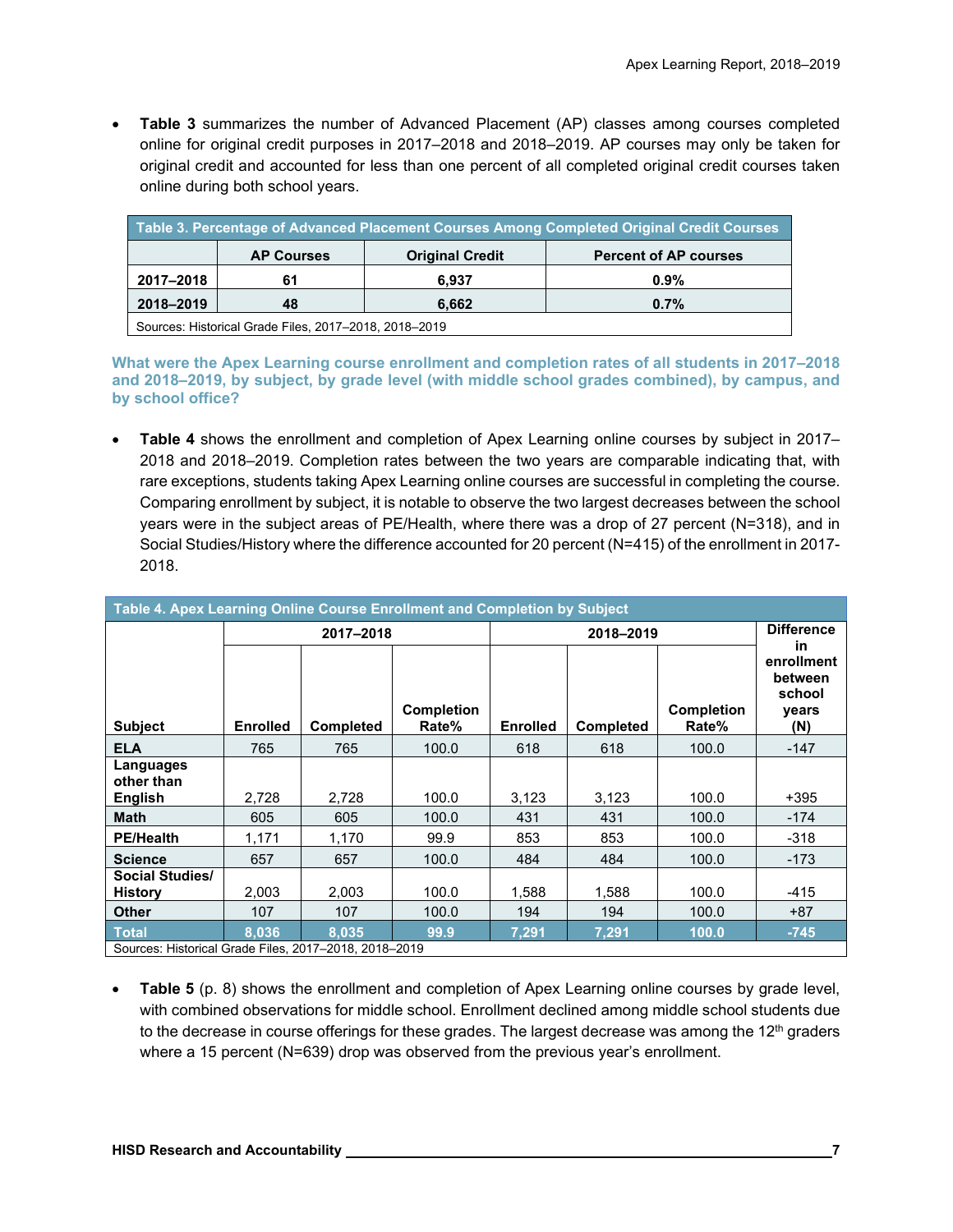- **Table 3** summarizes the number of Advanced Placement (AP) classes among courses completed online for original credit purposes in 2017–2018 and 2018–2019. AP courses may only be taken for original credit and accounted for less than one percent of all completed original credit courses taken online during both school years.

| Table 3. Percentage of Advanced Placement Courses Among Completed Original Credit Courses | | | |
|---|---|---|---|
| | **AP Courses** | **Original Credit** | **Percent of AP courses** |
| **2017–2018** | **61** | **6,937** | **0.9%** |
| **2018–2019** | **48** | **6,662** | **0.7%** |
| Sources: Historical Grade Files, 2017–2018, 2018–2019 | | | |

### What were the Apex Learning course enrollment and completion rates of all students in 2017–2018 and 2018–2019, by subject, by grade level (with middle school grades combined), by campus, and by school office?

- **Table 4** shows the enrollment and completion of Apex Learning online courses by subject in 2017–2018 and 2018–2019. Completion rates between the two years are comparable indicating that, with rare exceptions, students taking Apex Learning online courses are successful in completing the course. Comparing enrollment by subject, it is notable to observe the two largest decreases between the school years were in the subject areas of PE/Health, where there was a drop of 27 percent (N=318), and in Social Studies/History where the difference accounted for 20 percent (N=415) of the enrollment in 2017-2018.

| Table 4. Apex Learning Online Course Enrollment and Completion by Subject | | | | | | | |
|---|---|---|---|---|---|---|---|
| | **2017–2018** | | | **2018–2019** | | | **Difference in enrollment between school years (N)** |
| **Subject** | **Enrolled** | **Completed** | **Completion Rate%** | **Enrolled** | **Completed** | **Completion Rate%** | |
| **ELA** | 765 | 765 | 100.0 | 618 | 618 | 100.0 | -147 |
| **Languages other than English** | 2,728 | 2,728 | 100.0 | 3,123 | 3,123 | 100.0 | +395 |
| **Math** | 605 | 605 | 100.0 | 431 | 431 | 100.0 | -174 |
| **PE/Health** | 1,171 | 1,170 | 99.9 | 853 | 853 | 100.0 | -318 |
| **Science** | 657 | 657 | 100.0 | 484 | 484 | 100.0 | -173 |
| **Social Studies/ History** | 2,003 | 2,003 | 100.0 | 1,588 | 1,588 | 100.0 | -415 |
| **Other** | 107 | 107 | 100.0 | 194 | 194 | 100.0 | +87 |
| **Total** | **8,036** | **8,035** | **99.9** | **7,291** | **7,291** | **100.0** | **-745** |
| Sources: Historical Grade Files, 2017–2018, 2018–2019 | | | | | | | |

- **Table 5** (p. 8) shows the enrollment and completion of Apex Learning online courses by grade level, with combined observations for middle school. Enrollment declined among middle school students due to the decrease in course offerings for these grades. The largest decrease was among the 12th graders where a 15 percent (N=639) drop was observed from the previous year's enrollment.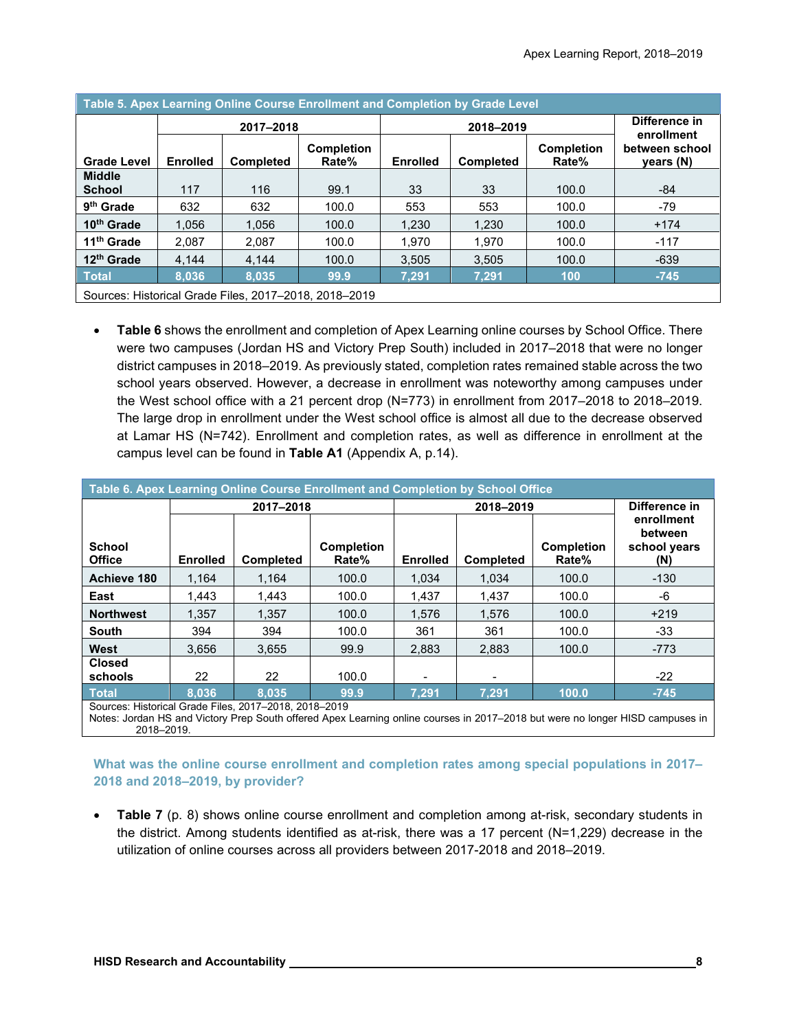| Table 5. Apex Learning Online Course Enrollment and Completion by Grade Level | | | | | | | |
|---|---|---|---|---|---|---|---|
| | 2017–2018 | | | 2018–2019 | | | Difference in enrollment between school years (N) |
| Grade Level | Enrolled | Completed | Completion Rate% | Enrolled | Completed | Completion Rate% | |
| Middle School | 117 | 116 | 99.1 | 33 | 33 | 100.0 | -84 |
| 9th Grade | 632 | 632 | 100.0 | 553 | 553 | 100.0 | -79 |
| 10th Grade | 1,056 | 1,056 | 100.0 | 1,230 | 1,230 | 100.0 | +174 |
| 11th Grade | 2,087 | 2,087 | 100.0 | 1,970 | 1,970 | 100.0 | -117 |
| 12th Grade | 4,144 | 4,144 | 100.0 | 3,505 | 3,505 | 100.0 | -639 |
| **Total** | **8,036** | **8,035** | **99.9** | **7,291** | **7,291** | **100** | **-745** |

Sources: Historical Grade Files, 2017–2018, 2018–2019

- **Table 6** shows the enrollment and completion of Apex Learning online courses by School Office. There were two campuses (Jordan HS and Victory Prep South) included in 2017–2018 that were no longer district campuses in 2018–2019. As previously stated, completion rates remained stable across the two school years observed. However, a decrease in enrollment was noteworthy among campuses under the West school office with a 21 percent drop (N=773) in enrollment from 2017–2018 to 2018–2019. The large drop in enrollment under the West school office is almost all due to the decrease observed at Lamar HS (N=742). Enrollment and completion rates, as well as difference in enrollment at the campus level can be found in **Table A1** (Appendix A, p.14).

| Table 6. Apex Learning Online Course Enrollment and Completion by School Office | | | | | | | |
|---|---|---|---|---|---|---|---|
| | 2017–2018 | | | 2018–2019 | | | Difference in enrollment between school years (N) |
| School Office | Enrolled | Completed | Completion Rate% | Enrolled | Completed | Completion Rate% | |
| Achieve 180 | 1,164 | 1,164 | 100.0 | 1,034 | 1,034 | 100.0 | -130 |
| East | 1,443 | 1,443 | 100.0 | 1,437 | 1,437 | 100.0 | -6 |
| Northwest | 1,357 | 1,357 | 100.0 | 1,576 | 1,576 | 100.0 | +219 |
| South | 394 | 394 | 100.0 | 361 | 361 | 100.0 | -33 |
| West | 3,656 | 3,655 | 99.9 | 2,883 | 2,883 | 100.0 | -773 |
| Closed schools | 22 | 22 | 100.0 | - | - | | -22 |
| **Total** | **8,036** | **8,035** | **99.9** | **7,291** | **7,291** | **100.0** | **-745** |

Sources: Historical Grade Files, 2017–2018, 2018–2019
Notes: Jordan HS and Victory Prep South offered Apex Learning online courses in 2017–2018 but were no longer HISD campuses in 2018–2019.

### What was the online course enrollment and completion rates among special populations in 2017–2018 and 2018–2019, by provider?

- **Table 7** (p. 8) shows online course enrollment and completion among at-risk, secondary students in the district. Among students identified as at-risk, there was a 17 percent (N=1,229) decrease in the utilization of online courses across all providers between 2017-2018 and 2018–2019.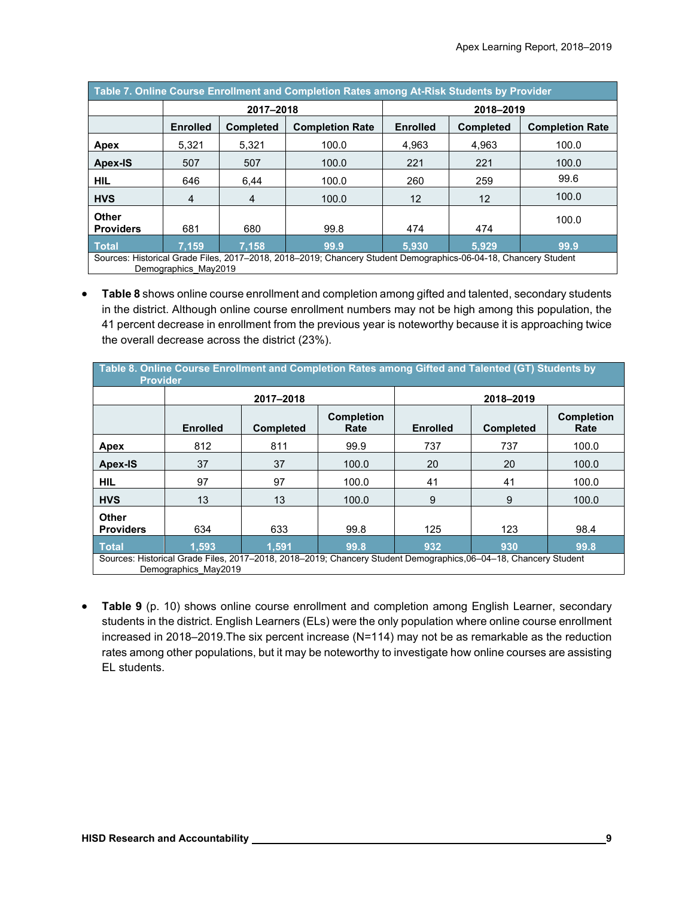| Table 7. Online Course Enrollment and Completion Rates among At-Risk Students by Provider | | | | | | |
|---|---|---|---|---|---|---|
| | 2017–2018 | | | 2018–2019 | | |
| | Enrolled | Completed | Completion Rate | Enrolled | Completed | Completion Rate |
| **Apex** | 5,321 | 5,321 | 100.0 | 4,963 | 4,963 | 100.0 |
| **Apex-IS** | 507 | 507 | 100.0 | 221 | 221 | 100.0 |
| **HIL** | 646 | 6,44 | 100.0 | 260 | 259 | 99.6 |
| **HVS** | 4 | 4 | 100.0 | 12 | 12 | 100.0 |
| **Other Providers** | 681 | 680 | 99.8 | 474 | 474 | 100.0 |
| **Total** | **7,159** | **7,158** | **99.9** | **5,930** | **5,929** | **99.9** |

Sources: Historical Grade Files, 2017–2018, 2018–2019; Chancery Student Demographics-06-04-18, Chancery Student Demographics_May2019

- **Table 8** shows online course enrollment and completion among gifted and talented, secondary students in the district. Although online course enrollment numbers may not be high among this population, the 41 percent decrease in enrollment from the previous year is noteworthy because it is approaching twice the overall decrease across the district (23%).

| Table 8. Online Course Enrollment and Completion Rates among Gifted and Talented (GT) Students by Provider | | | | | | |
|---|---|---|---|---|---|---|
| | 2017–2018 | | | 2018–2019 | | |
| | Enrolled | Completed | Completion Rate | Enrolled | Completed | Completion Rate |
| **Apex** | 812 | 811 | 99.9 | 737 | 737 | 100.0 |
| **Apex-IS** | 37 | 37 | 100.0 | 20 | 20 | 100.0 |
| **HIL** | 97 | 97 | 100.0 | 41 | 41 | 100.0 |
| **HVS** | 13 | 13 | 100.0 | 9 | 9 | 100.0 |
| **Other Providers** | 634 | 633 | 99.8 | 125 | 123 | 98.4 |
| **Total** | **1,593** | **1,591** | **99.8** | **932** | **930** | **99.8** |

Sources: Historical Grade Files, 2017–2018, 2018–2019; Chancery Student Demographics,06–04–18, Chancery Student Demographics_May2019

- **Table 9** (p. 10) shows online course enrollment and completion among English Learner, secondary students in the district. English Learners (ELs) were the only population where online course enrollment increased in 2018–2019.The six percent increase (N=114) may not be as remarkable as the reduction rates among other populations, but it may be noteworthy to investigate how online courses are assisting EL students.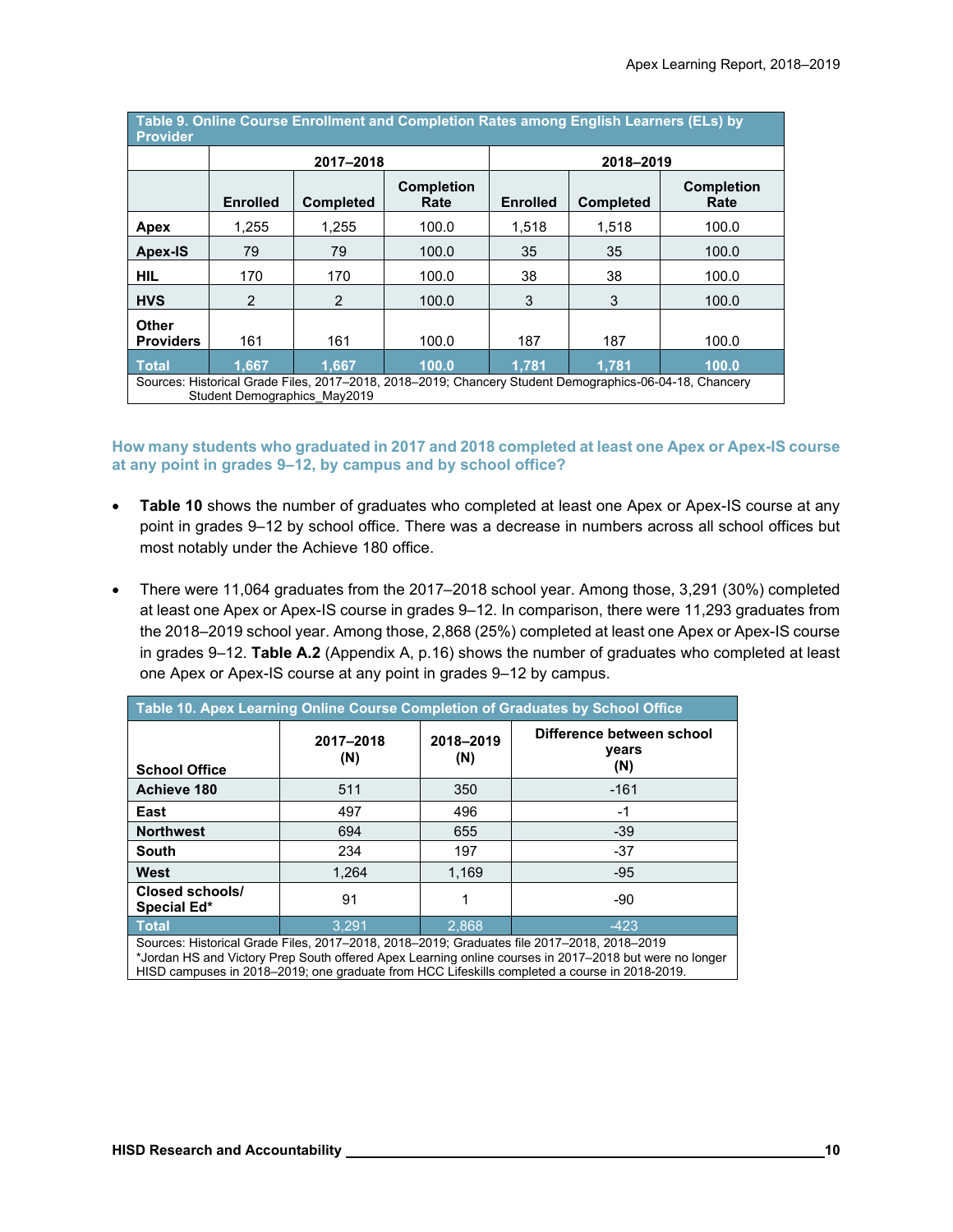| Table 9. Online Course Enrollment and Completion Rates among English Learners (ELs) by Provider | | | | | | |
|---|---|---|---|---|---|---|
| | 2017–2018 | | | 2018–2019 | | |
| | Enrolled | Completed | Completion Rate | Enrolled | Completed | Completion Rate |
| **Apex** | 1,255 | 1,255 | 100.0 | 1,518 | 1,518 | 100.0 |
| **Apex-IS** | 79 | 79 | 100.0 | 35 | 35 | 100.0 |
| **HIL** | 170 | 170 | 100.0 | 38 | 38 | 100.0 |
| **HVS** | 2 | 2 | 100.0 | 3 | 3 | 100.0 |
| **Other Providers** | 161 | 161 | 100.0 | 187 | 187 | 100.0 |
| **Total** | **1,667** | **1,667** | **100.0** | **1,781** | **1,781** | **100.0** |

Sources: Historical Grade Files, 2017–2018, 2018–2019; Chancery Student Demographics-06-04-18, Chancery Student Demographics_May2019

### How many students who graduated in 2017 and 2018 completed at least one Apex or Apex-IS course at any point in grades 9–12, by campus and by school office?

- **Table 10** shows the number of graduates who completed at least one Apex or Apex-IS course at any point in grades 9–12 by school office. There was a decrease in numbers across all school offices but most notably under the Achieve 180 office.
- There were 11,064 graduates from the 2017–2018 school year. Among those, 3,291 (30%) completed at least one Apex or Apex-IS course in grades 9–12. In comparison, there were 11,293 graduates from the 2018–2019 school year. Among those, 2,868 (25%) completed at least one Apex or Apex-IS course in grades 9–12. **Table A.2** (Appendix A, p.16) shows the number of graduates who completed at least one Apex or Apex-IS course at any point in grades 9–12 by campus.

| Table 10. Apex Learning Online Course Completion of Graduates by School Office | | | |
|---|---|---|---|
| School Office | 2017–2018 (N) | 2018–2019 (N) | Difference between school years (N) |
| **Achieve 180** | 511 | 350 | -161 |
| **East** | 497 | 496 | -1 |
| **Northwest** | 694 | 655 | -39 |
| **South** | 234 | 197 | -37 |
| **West** | 1,264 | 1,169 | -95 |
| **Closed schools/ Special Ed*** | 91 | 1 | -90 |
| **Total** | 3,291 | 2,868 | -423 |

Sources: Historical Grade Files, 2017–2018, 2018–2019; Graduates file 2017–2018, 2018–2019
*Jordan HS and Victory Prep South offered Apex Learning online courses in 2017–2018 but were no longer HISD campuses in 2018–2019; one graduate from HCC Lifeskills completed a course in 2018-2019.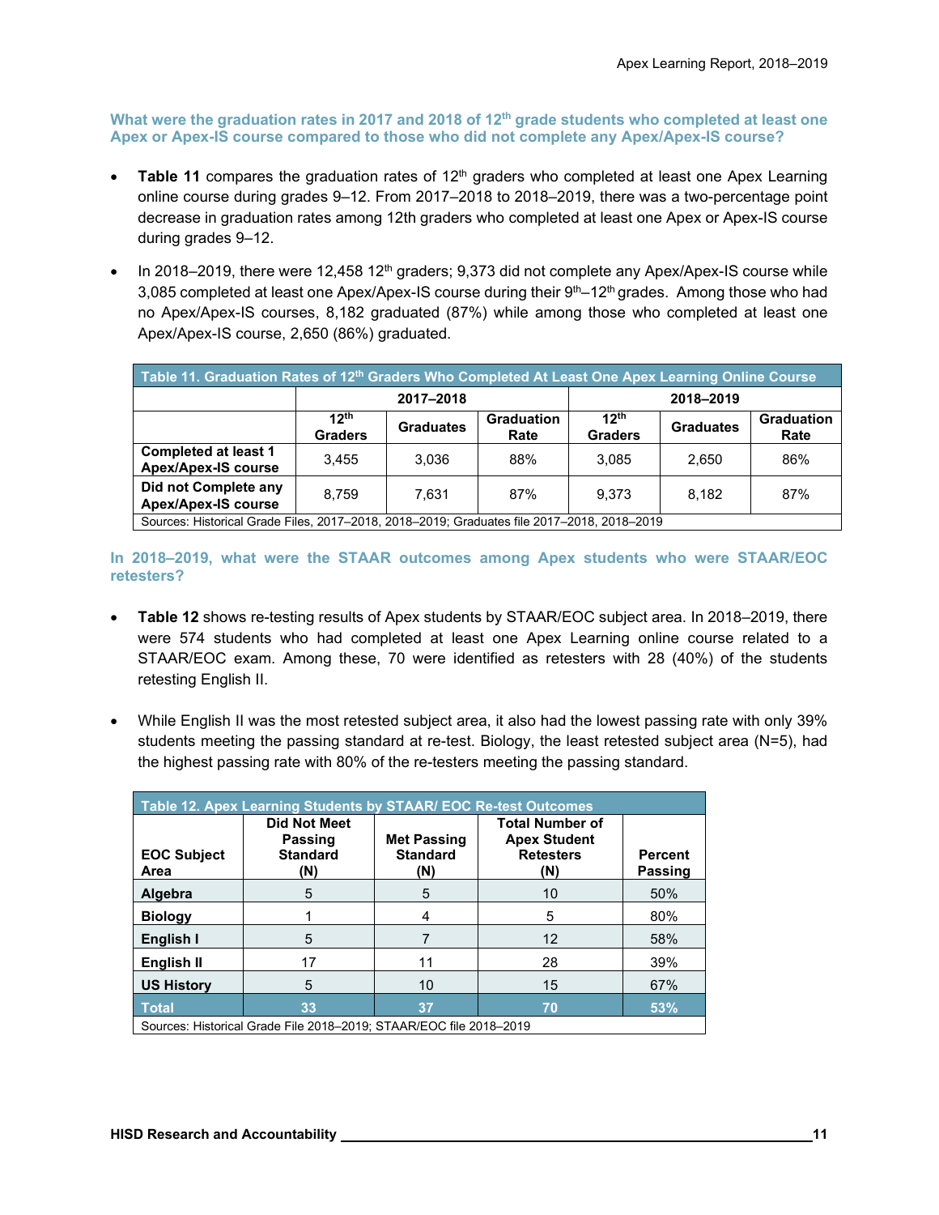### What were the graduation rates in 2017 and 2018 of 12th grade students who completed at least one Apex or Apex-IS course compared to those who did not complete any Apex/Apex-IS course?

- **Table 11** compares the graduation rates of 12th graders who completed at least one Apex Learning online course during grades 9–12. From 2017–2018 to 2018–2019, there was a two-percentage point decrease in graduation rates among 12th graders who completed at least one Apex or Apex-IS course during grades 9–12.
- In 2018–2019, there were 12,458 12th graders; 9,373 did not complete any Apex/Apex-IS course while 3,085 completed at least one Apex/Apex-IS course during their 9th–12th grades. Among those who had no Apex/Apex-IS courses, 8,182 graduated (87%) while among those who completed at least one Apex/Apex-IS course, 2,650 (86%) graduated.

**Table 11. Graduation Rates of 12th Graders Who Completed At Least One Apex Learning Online Course**

| | 2017–2018 | | | 2018–2019 | | |
|---|---|---|---|---|---|---|
| | 12th Graders | Graduates | Graduation Rate | 12th Graders | Graduates | Graduation Rate |
| **Completed at least 1 Apex/Apex-IS course** | 3,455 | 3,036 | 88% | 3,085 | 2,650 | 86% |
| **Did not Complete any Apex/Apex-IS course** | 8,759 | 7,631 | 87% | 9,373 | 8,182 | 87% |

Sources: Historical Grade Files, 2017–2018, 2018–2019; Graduates file 2017–2018, 2018–2019

### In 2018–2019, what were the STAAR outcomes among Apex students who were STAAR/EOC retesters?

- **Table 12** shows re-testing results of Apex students by STAAR/EOC subject area. In 2018–2019, there were 574 students who had completed at least one Apex Learning online course related to a STAAR/EOC exam. Among these, 70 were identified as retesters with 28 (40%) of the students retesting English II.
- While English II was the most retested subject area, it also had the lowest passing rate with only 39% students meeting the passing standard at re-test. Biology, the least retested subject area (N=5), had the highest passing rate with 80% of the re-testers meeting the passing standard.

**Table 12. Apex Learning Students by STAAR/ EOC Re-test Outcomes**

| EOC Subject Area | Did Not Meet Passing Standard (N) | Met Passing Standard (N) | Total Number of Apex Student Retesters (N) | Percent Passing |
|---|---|---|---|---|
| **Algebra** | 5 | 5 | 10 | 50% |
| **Biology** | 1 | 4 | 5 | 80% |
| **English I** | 5 | 7 | 12 | 58% |
| **English II** | 17 | 11 | 28 | 39% |
| **US History** | 5 | 10 | 15 | 67% |
| **Total** | **33** | **37** | **70** | **53%** |

Sources: Historical Grade File 2018–2019; STAAR/EOC file 2018–2019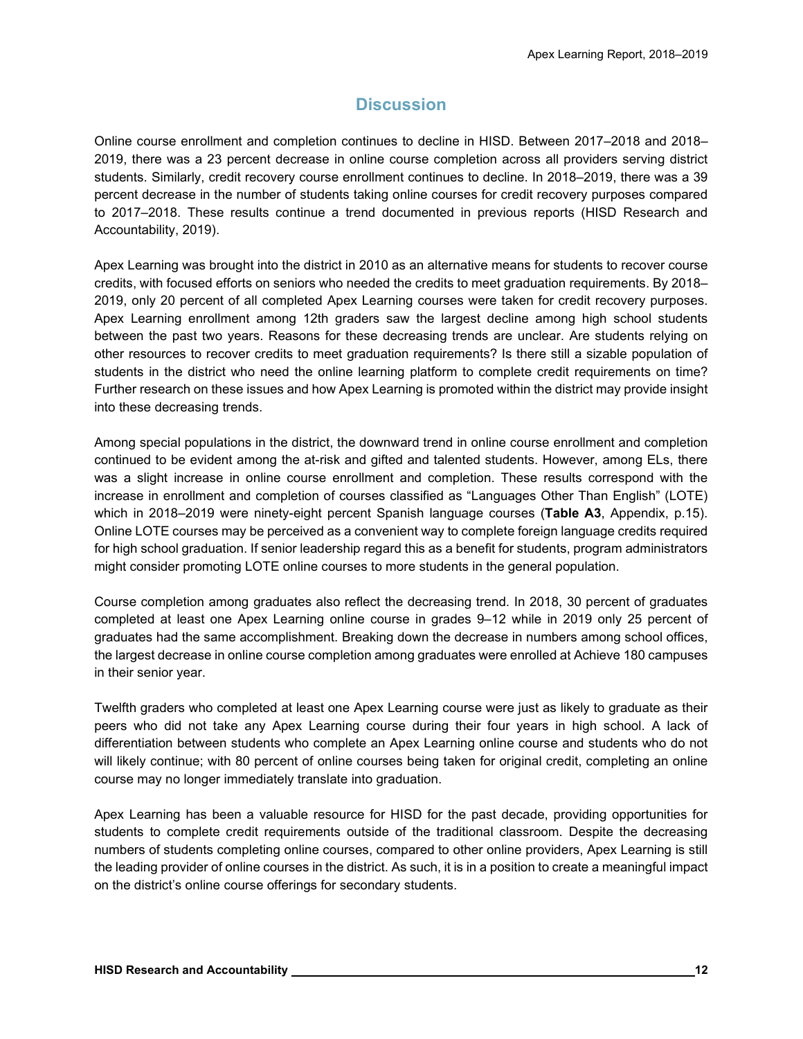## Discussion

Online course enrollment and completion continues to decline in HISD. Between 2017–2018 and 2018–2019, there was a 23 percent decrease in online course completion across all providers serving district students. Similarly, credit recovery course enrollment continues to decline. In 2018–2019, there was a 39 percent decrease in the number of students taking online courses for credit recovery purposes compared to 2017–2018. These results continue a trend documented in previous reports (HISD Research and Accountability, 2019).

Apex Learning was brought into the district in 2010 as an alternative means for students to recover course credits, with focused efforts on seniors who needed the credits to meet graduation requirements. By 2018–2019, only 20 percent of all completed Apex Learning courses were taken for credit recovery purposes. Apex Learning enrollment among 12th graders saw the largest decline among high school students between the past two years. Reasons for these decreasing trends are unclear. Are students relying on other resources to recover credits to meet graduation requirements? Is there still a sizable population of students in the district who need the online learning platform to complete credit requirements on time? Further research on these issues and how Apex Learning is promoted within the district may provide insight into these decreasing trends.

Among special populations in the district, the downward trend in online course enrollment and completion continued to be evident among the at-risk and gifted and talented students. However, among ELs, there was a slight increase in online course enrollment and completion. These results correspond with the increase in enrollment and completion of courses classified as "Languages Other Than English" (LOTE) which in 2018–2019 were ninety-eight percent Spanish language courses (**Table A3**, Appendix, p.15). Online LOTE courses may be perceived as a convenient way to complete foreign language credits required for high school graduation. If senior leadership regard this as a benefit for students, program administrators might consider promoting LOTE online courses to more students in the general population.

Course completion among graduates also reflect the decreasing trend. In 2018, 30 percent of graduates completed at least one Apex Learning online course in grades 9–12 while in 2019 only 25 percent of graduates had the same accomplishment. Breaking down the decrease in numbers among school offices, the largest decrease in online course completion among graduates were enrolled at Achieve 180 campuses in their senior year.

Twelfth graders who completed at least one Apex Learning course were just as likely to graduate as their peers who did not take any Apex Learning course during their four years in high school. A lack of differentiation between students who complete an Apex Learning online course and students who do not will likely continue; with 80 percent of online courses being taken for original credit, completing an online course may no longer immediately translate into graduation.

Apex Learning has been a valuable resource for HISD for the past decade, providing opportunities for students to complete credit requirements outside of the traditional classroom. Despite the decreasing numbers of students completing online courses, compared to other online providers, Apex Learning is still the leading provider of online courses in the district. As such, it is in a position to create a meaningful impact on the district's online course offerings for secondary students.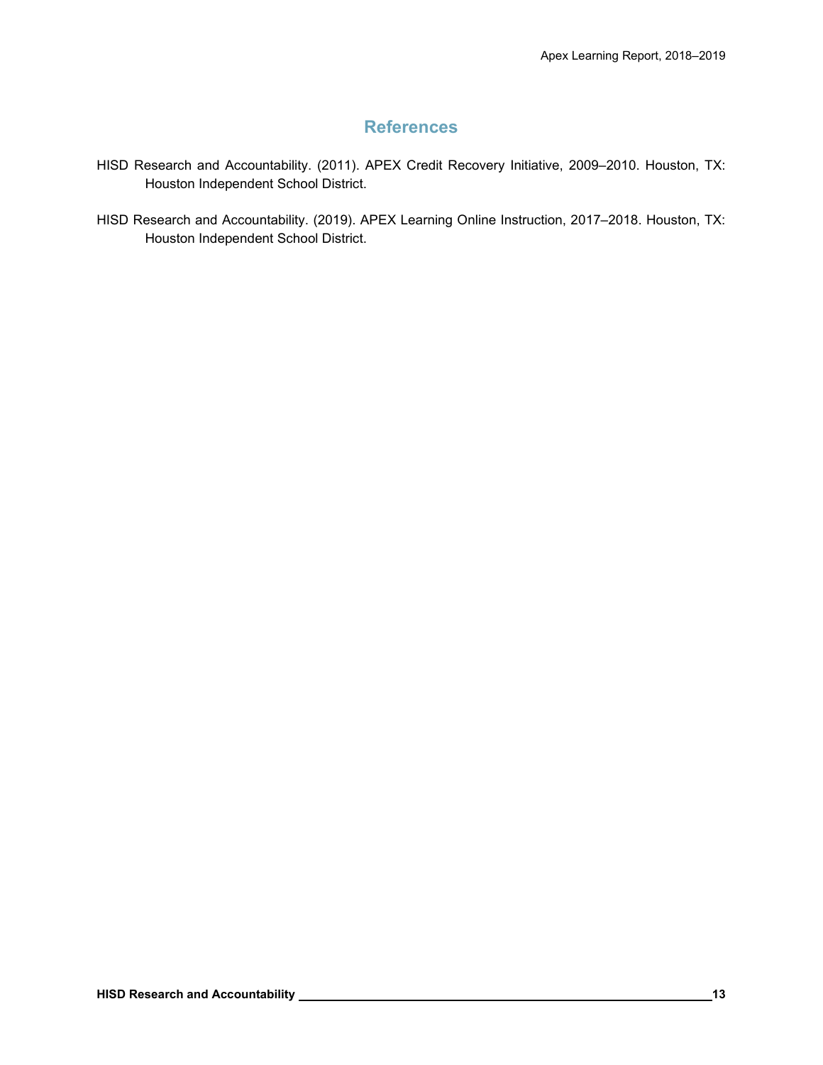## References

HISD Research and Accountability. (2011). APEX Credit Recovery Initiative, 2009–2010. Houston, TX: Houston Independent School District.

HISD Research and Accountability. (2019). APEX Learning Online Instruction, 2017–2018. Houston, TX: Houston Independent School District.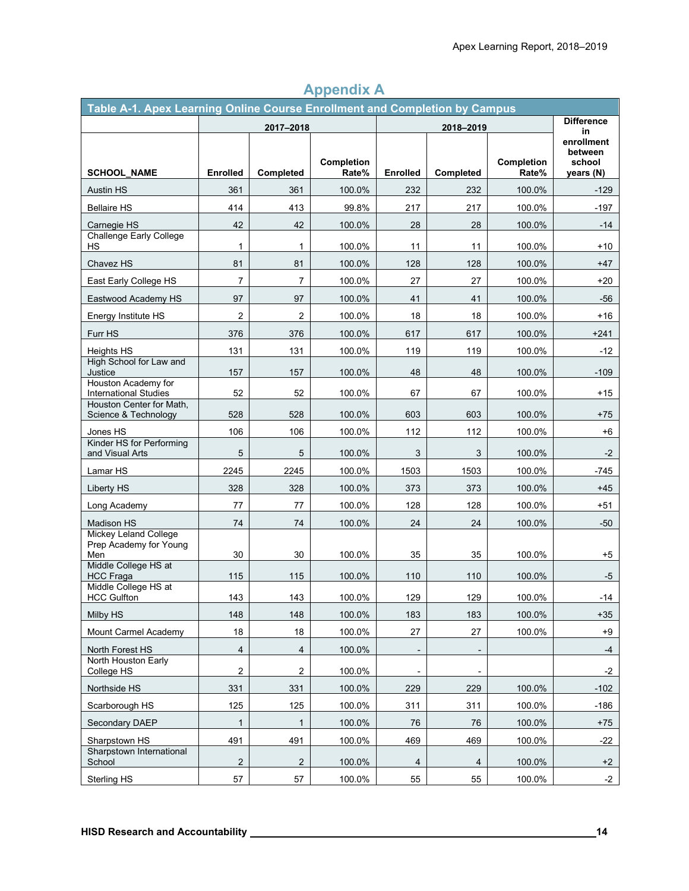# Appendix A

**Table A-1. Apex Learning Online Course Enrollment and Completion by Campus**

| SCHOOL_NAME | 2017–2018 Enrolled | 2017–2018 Completed | 2017–2018 Completion Rate% | 2018–2019 Enrolled | 2018–2019 Completed | 2018–2019 Completion Rate% | Difference in enrollment between school years (N) |
|---|---|---|---|---|---|---|---|
| Austin HS | 361 | 361 | 100.0% | 232 | 232 | 100.0% | -129 |
| Bellaire HS | 414 | 413 | 99.8% | 217 | 217 | 100.0% | -197 |
| Carnegie HS | 42 | 42 | 100.0% | 28 | 28 | 100.0% | -14 |
| Challenge Early College HS | 1 | 1 | 100.0% | 11 | 11 | 100.0% | +10 |
| Chavez HS | 81 | 81 | 100.0% | 128 | 128 | 100.0% | +47 |
| East Early College HS | 7 | 7 | 100.0% | 27 | 27 | 100.0% | +20 |
| Eastwood Academy HS | 97 | 97 | 100.0% | 41 | 41 | 100.0% | -56 |
| Energy Institute HS | 2 | 2 | 100.0% | 18 | 18 | 100.0% | +16 |
| Furr HS | 376 | 376 | 100.0% | 617 | 617 | 100.0% | +241 |
| Heights HS | 131 | 131 | 100.0% | 119 | 119 | 100.0% | -12 |
| High School for Law and Justice | 157 | 157 | 100.0% | 48 | 48 | 100.0% | -109 |
| Houston Academy for International Studies | 52 | 52 | 100.0% | 67 | 67 | 100.0% | +15 |
| Houston Center for Math, Science & Technology | 528 | 528 | 100.0% | 603 | 603 | 100.0% | +75 |
| Jones HS | 106 | 106 | 100.0% | 112 | 112 | 100.0% | +6 |
| Kinder HS for Performing and Visual Arts | 5 | 5 | 100.0% | 3 | 3 | 100.0% | -2 |
| Lamar HS | 2245 | 2245 | 100.0% | 1503 | 1503 | 100.0% | -745 |
| Liberty HS | 328 | 328 | 100.0% | 373 | 373 | 100.0% | +45 |
| Long Academy | 77 | 77 | 100.0% | 128 | 128 | 100.0% | +51 |
| Madison HS | 74 | 74 | 100.0% | 24 | 24 | 100.0% | -50 |
| Mickey Leland College Prep Academy for Young Men | 30 | 30 | 100.0% | 35 | 35 | 100.0% | +5 |
| Middle College HS at HCC Fraga | 115 | 115 | 100.0% | 110 | 110 | 100.0% | -5 |
| Middle College HS at HCC Gulfton | 143 | 143 | 100.0% | 129 | 129 | 100.0% | -14 |
| Milby HS | 148 | 148 | 100.0% | 183 | 183 | 100.0% | +35 |
| Mount Carmel Academy | 18 | 18 | 100.0% | 27 | 27 | 100.0% | +9 |
| North Forest HS | 4 | 4 | 100.0% | - | - | | -4 |
| North Houston Early College HS | 2 | 2 | 100.0% | - | - | | -2 |
| Northside HS | 331 | 331 | 100.0% | 229 | 229 | 100.0% | -102 |
| Scarborough HS | 125 | 125 | 100.0% | 311 | 311 | 100.0% | -186 |
| Secondary DAEP | 1 | 1 | 100.0% | 76 | 76 | 100.0% | +75 |
| Sharpstown HS | 491 | 491 | 100.0% | 469 | 469 | 100.0% | -22 |
| Sharpstown International School | 2 | 2 | 100.0% | 4 | 4 | 100.0% | +2 |
| Sterling HS | 57 | 57 | 100.0% | 55 | 55 | 100.0% | -2 |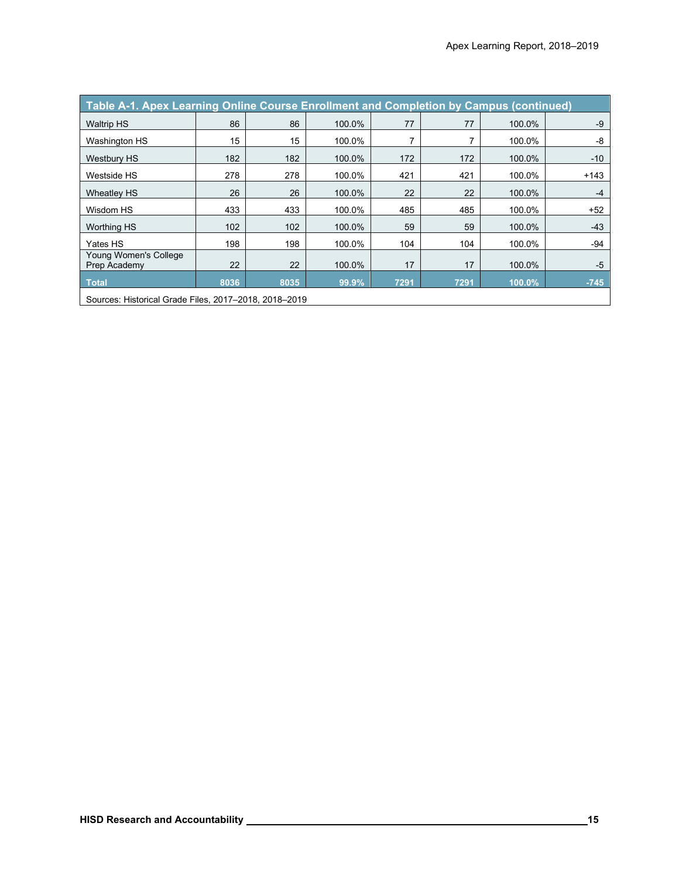**Table A-1. Apex Learning Online Course Enrollment and Completion by Campus (continued)**

| | | | | | | | |
|---|---|---|---|---|---|---|---|
| Waltrip HS | 86 | 86 | 100.0% | 77 | 77 | 100.0% | -9 |
| Washington HS | 15 | 15 | 100.0% | 7 | 7 | 100.0% | -8 |
| Westbury HS | 182 | 182 | 100.0% | 172 | 172 | 100.0% | -10 |
| Westside HS | 278 | 278 | 100.0% | 421 | 421 | 100.0% | +143 |
| Wheatley HS | 26 | 26 | 100.0% | 22 | 22 | 100.0% | -4 |
| Wisdom HS | 433 | 433 | 100.0% | 485 | 485 | 100.0% | +52 |
| Worthing HS | 102 | 102 | 100.0% | 59 | 59 | 100.0% | -43 |
| Yates HS | 198 | 198 | 100.0% | 104 | 104 | 100.0% | -94 |
| Young Women's College Prep Academy | 22 | 22 | 100.0% | 17 | 17 | 100.0% | -5 |
| **Total** | **8036** | **8035** | **99.9%** | **7291** | **7291** | **100.0%** | **-745** |

Sources: Historical Grade Files, 2017–2018, 2018–2019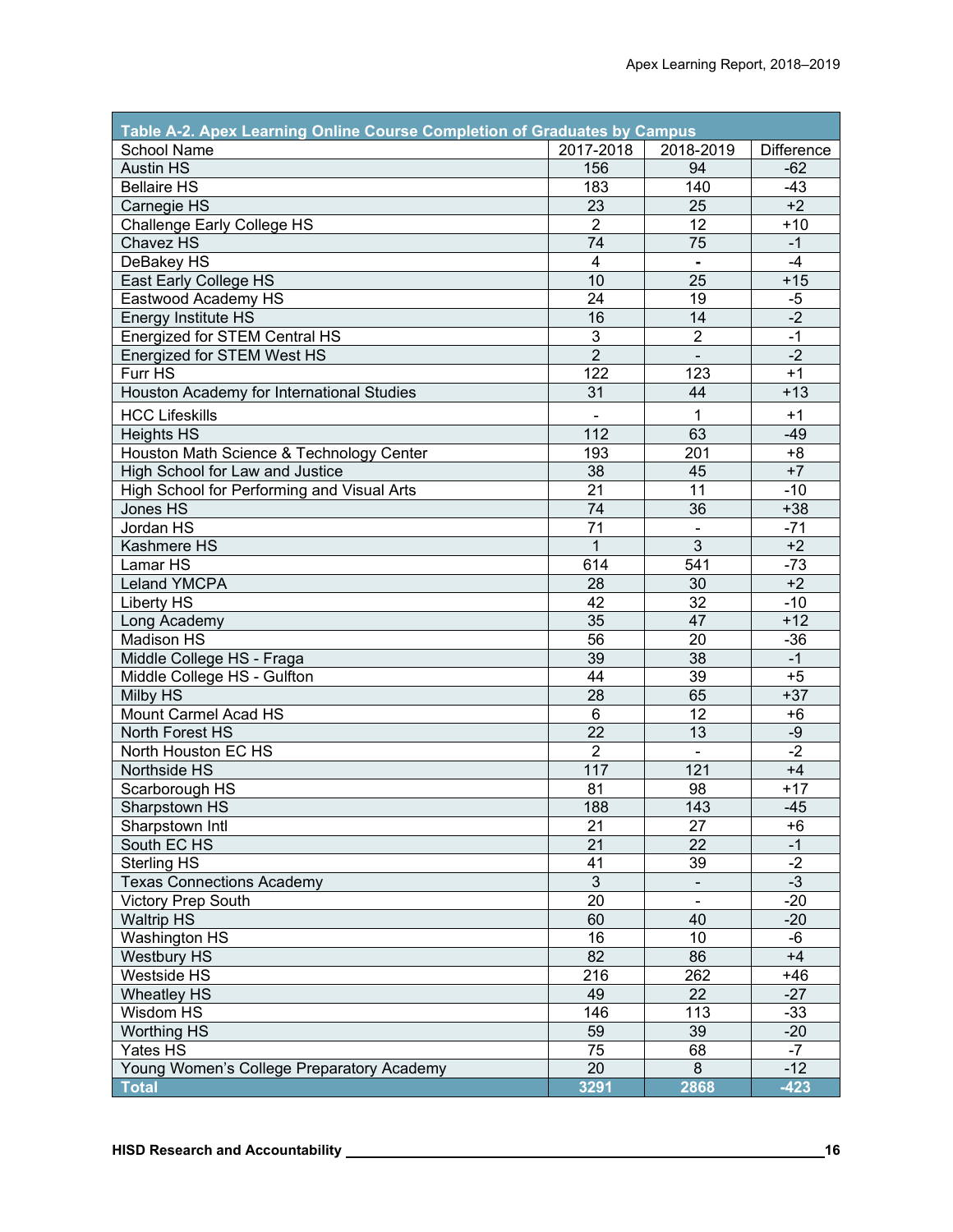**Table A-2. Apex Learning Online Course Completion of Graduates by Campus**

| School Name | 2017-2018 | 2018-2019 | Difference |
|---|---|---|---|
| Austin HS | 156 | 94 | -62 |
| Bellaire HS | 183 | 140 | -43 |
| Carnegie HS | 23 | 25 | +2 |
| Challenge Early College HS | 2 | 12 | +10 |
| Chavez HS | 74 | 75 | -1 |
| DeBakey HS | 4 | - | -4 |
| East Early College HS | 10 | 25 | +15 |
| Eastwood Academy HS | 24 | 19 | -5 |
| Energy Institute HS | 16 | 14 | -2 |
| Energized for STEM Central HS | 3 | 2 | -1 |
| Energized for STEM West HS | 2 | - | -2 |
| Furr HS | 122 | 123 | +1 |
| Houston Academy for International Studies | 31 | 44 | +13 |
| HCC Lifeskills | - | 1 | +1 |
| Heights HS | 112 | 63 | -49 |
| Houston Math Science & Technology Center | 193 | 201 | +8 |
| High School for Law and Justice | 38 | 45 | +7 |
| High School for Performing and Visual Arts | 21 | 11 | -10 |
| Jones HS | 74 | 36 | +38 |
| Jordan HS | 71 | - | -71 |
| Kashmere HS | 1 | 3 | +2 |
| Lamar HS | 614 | 541 | -73 |
| Leland YMCPA | 28 | 30 | +2 |
| Liberty HS | 42 | 32 | -10 |
| Long Academy | 35 | 47 | +12 |
| Madison HS | 56 | 20 | -36 |
| Middle College HS - Fraga | 39 | 38 | -1 |
| Middle College HS - Gulfton | 44 | 39 | +5 |
| Milby HS | 28 | 65 | +37 |
| Mount Carmel Acad HS | 6 | 12 | +6 |
| North Forest HS | 22 | 13 | -9 |
| North Houston EC HS | 2 | - | -2 |
| Northside HS | 117 | 121 | +4 |
| Scarborough HS | 81 | 98 | +17 |
| Sharpstown HS | 188 | 143 | -45 |
| Sharpstown Intl | 21 | 27 | +6 |
| South EC HS | 21 | 22 | -1 |
| Sterling HS | 41 | 39 | -2 |
| Texas Connections Academy | 3 | - | -3 |
| Victory Prep South | 20 | - | -20 |
| Waltrip HS | 60 | 40 | -20 |
| Washington HS | 16 | 10 | -6 |
| Westbury HS | 82 | 86 | +4 |
| Westside HS | 216 | 262 | +46 |
| Wheatley HS | 49 | 22 | -27 |
| Wisdom HS | 146 | 113 | -33 |
| Worthing HS | 59 | 39 | -20 |
| Yates HS | 75 | 68 | -7 |
| Young Women's College Preparatory Academy | 20 | 8 | -12 |
| **Total** | **3291** | **2868** | **-423** |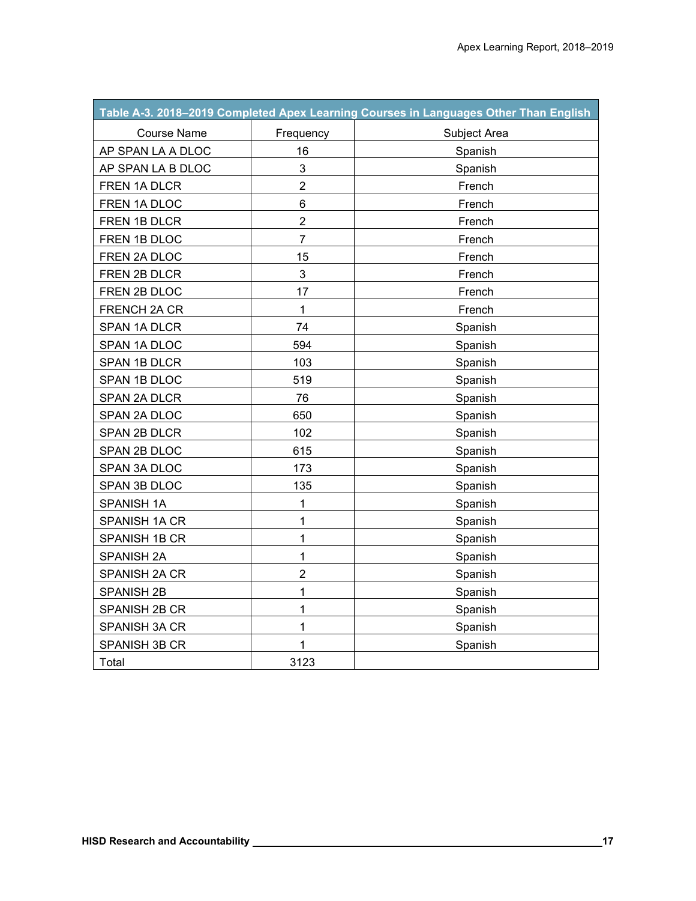| Table A-3. 2018–2019 Completed Apex Learning Courses in Languages Other Than English | | |
|---|---|---|
| Course Name | Frequency | Subject Area |
| AP SPAN LA A DLOC | 16 | Spanish |
| AP SPAN LA B DLOC | 3 | Spanish |
| FREN 1A DLCR | 2 | French |
| FREN 1A DLOC | 6 | French |
| FREN 1B DLCR | 2 | French |
| FREN 1B DLOC | 7 | French |
| FREN 2A DLOC | 15 | French |
| FREN 2B DLCR | 3 | French |
| FREN 2B DLOC | 17 | French |
| FRENCH 2A CR | 1 | French |
| SPAN 1A DLCR | 74 | Spanish |
| SPAN 1A DLOC | 594 | Spanish |
| SPAN 1B DLCR | 103 | Spanish |
| SPAN 1B DLOC | 519 | Spanish |
| SPAN 2A DLCR | 76 | Spanish |
| SPAN 2A DLOC | 650 | Spanish |
| SPAN 2B DLCR | 102 | Spanish |
| SPAN 2B DLOC | 615 | Spanish |
| SPAN 3A DLOC | 173 | Spanish |
| SPAN 3B DLOC | 135 | Spanish |
| SPANISH 1A | 1 | Spanish |
| SPANISH 1A CR | 1 | Spanish |
| SPANISH 1B CR | 1 | Spanish |
| SPANISH 2A | 1 | Spanish |
| SPANISH 2A CR | 2 | Spanish |
| SPANISH 2B | 1 | Spanish |
| SPANISH 2B CR | 1 | Spanish |
| SPANISH 3A CR | 1 | Spanish |
| SPANISH 3B CR | 1 | Spanish |
| Total | 3123 | |